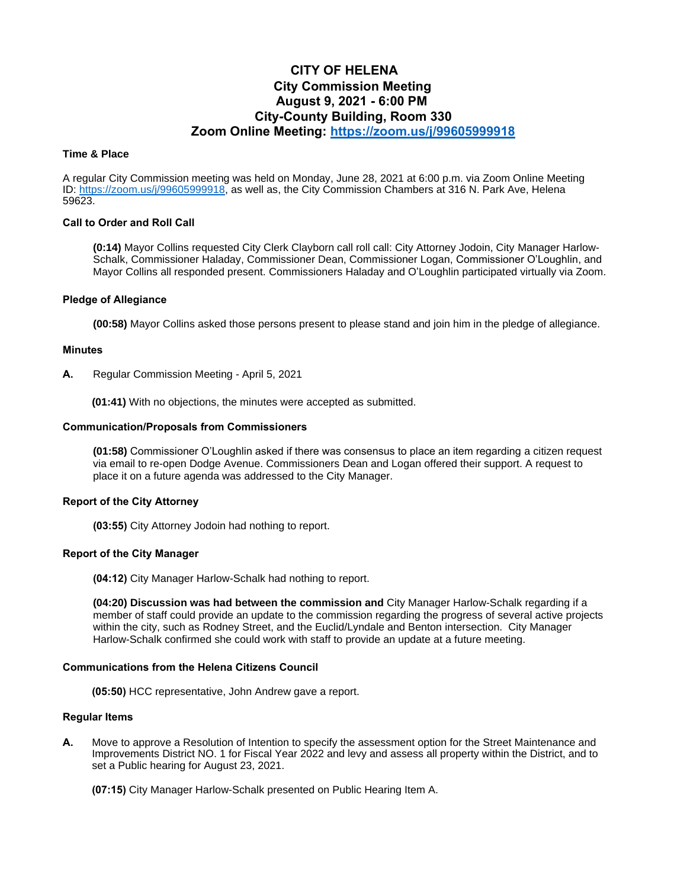# CITY OF HELENA
## City Commission Meeting
## August 9, 2021 - 6:00 PM
## City-County Building, Room 330
## Zoom Online Meeting: https://zoom.us/j/99605999918

### Time & Place

A regular City Commission meeting was held on Monday, June 28, 2021 at 6:00 p.m. via Zoom Online Meeting ID: https://zoom.us/j/99605999918, as well as, the City Commission Chambers at 316 N. Park Ave, Helena 59623.

### Call to Order and Roll Call

**(0:14)** Mayor Collins requested City Clerk Clayborn call roll call: City Attorney Jodoin, City Manager Harlow-Schalk, Commissioner Haladay, Commissioner Dean, Commissioner Logan, Commissioner O'Loughlin, and Mayor Collins all responded present. Commissioners Haladay and O'Loughlin participated virtually via Zoom.

### Pledge of Allegiance

**(00:58)** Mayor Collins asked those persons present to please stand and join him in the pledge of allegiance.

### Minutes

**A.** Regular Commission Meeting - April 5, 2021

**(01:41)** With no objections, the minutes were accepted as submitted.

### Communication/Proposals from Commissioners

**(01:58)** Commissioner O'Loughlin asked if there was consensus to place an item regarding a citizen request via email to re-open Dodge Avenue. Commissioners Dean and Logan offered their support. A request to place it on a future agenda was addressed to the City Manager.

### Report of the City Attorney

**(03:55)** City Attorney Jodoin had nothing to report.

### Report of the City Manager

**(04:12)** City Manager Harlow-Schalk had nothing to report.

**(04:20) Discussion was had between the commission and** City Manager Harlow-Schalk regarding if a member of staff could provide an update to the commission regarding the progress of several active projects within the city, such as Rodney Street, and the Euclid/Lyndale and Benton intersection. City Manager Harlow-Schalk confirmed she could work with staff to provide an update at a future meeting.

### Communications from the Helena Citizens Council

**(05:50)** HCC representative, John Andrew gave a report.

### Regular Items

**A.** Move to approve a Resolution of Intention to specify the assessment option for the Street Maintenance and Improvements District NO. 1 for Fiscal Year 2022 and levy and assess all property within the District, and to set a Public hearing for August 23, 2021.

**(07:15)** City Manager Harlow-Schalk presented on Public Hearing Item A.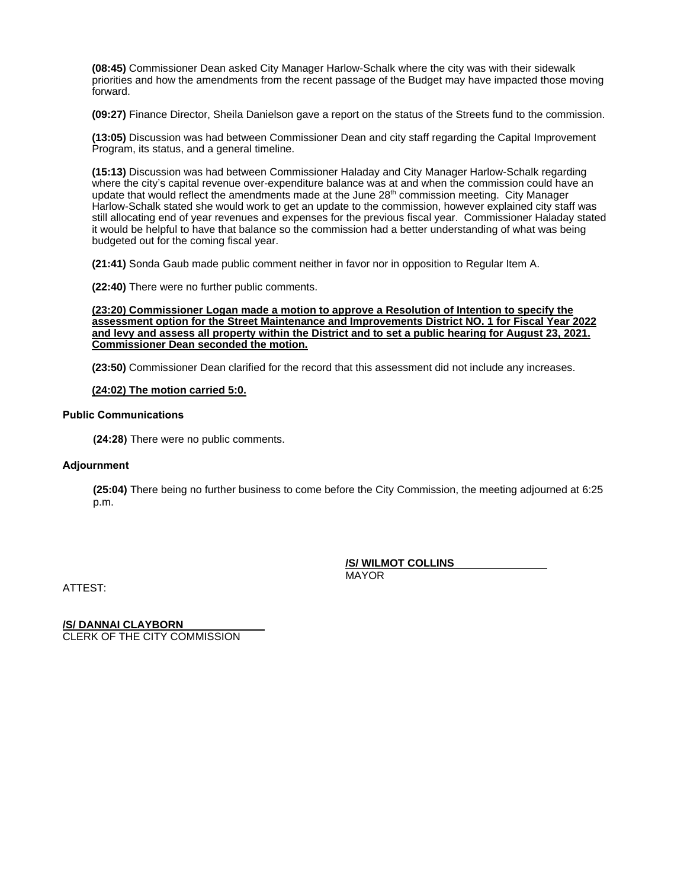**(08:45)** Commissioner Dean asked City Manager Harlow-Schalk where the city was with their sidewalk priorities and how the amendments from the recent passage of the Budget may have impacted those moving forward.

**(09:27)** Finance Director, Sheila Danielson gave a report on the status of the Streets fund to the commission.

**(13:05)** Discussion was had between Commissioner Dean and city staff regarding the Capital Improvement Program, its status, and a general timeline.

**(15:13)** Discussion was had between Commissioner Haladay and City Manager Harlow-Schalk regarding where the city's capital revenue over-expenditure balance was at and when the commission could have an update that would reflect the amendments made at the June 28th commission meeting. City Manager Harlow-Schalk stated she would work to get an update to the commission, however explained city staff was still allocating end of year revenues and expenses for the previous fiscal year. Commissioner Haladay stated it would be helpful to have that balance so the commission had a better understanding of what was being budgeted out for the coming fiscal year.

**(21:41)** Sonda Gaub made public comment neither in favor nor in opposition to Regular Item A.

**(22:40)** There were no further public comments.

**(23:20) Commissioner Logan made a motion to approve a Resolution of Intention to specify the assessment option for the Street Maintenance and Improvements District NO. 1 for Fiscal Year 2022 and levy and assess all property within the District and to set a public hearing for August 23, 2021. Commissioner Dean seconded the motion.**

**(23:50)** Commissioner Dean clarified for the record that this assessment did not include any increases.

**(24:02) The motion carried 5:0.**

**Public Communications**

**(24:28)** There were no public comments.

**Adjournment**

**(25:04)** There being no further business to come before the City Commission, the meeting adjourned at 6:25 p.m.

**/S/ WILMOT COLLINS**
MAYOR

ATTEST:

**/S/ DANNAI CLAYBORN**
CLERK OF THE CITY COMMISSION